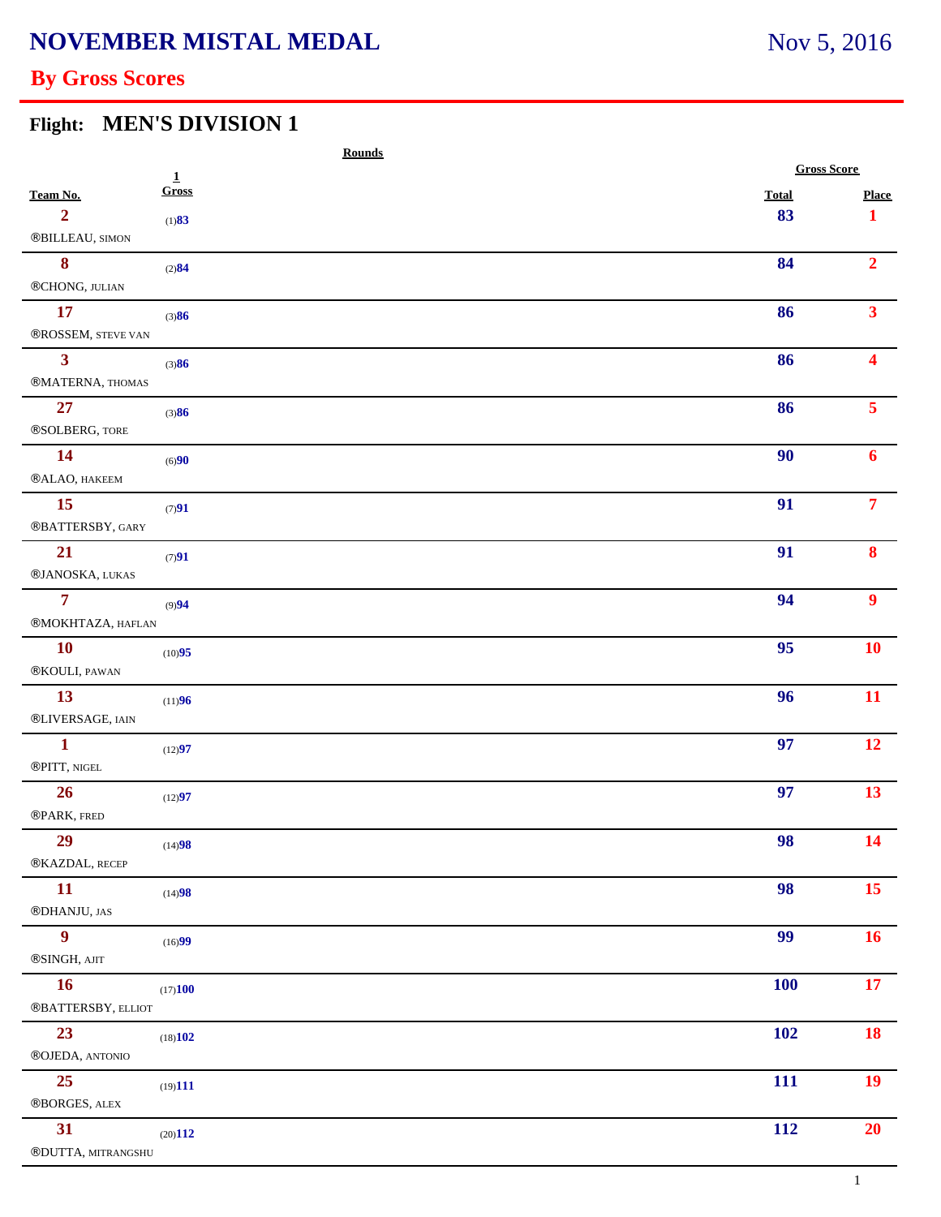# NOVEMBER MISTAL MEDAL

Nov 5, 2016

## By Gross Scores

### Flight: MEN'S DIVISION 1

| Team No. | Rounds 1 Gross | Gross Score Total | Place |
|---|---|---|---|
| 2 ®BILLEAU, SIMON | (1)83 | 83 | 1 |
| 8 ®CHONG, JULIAN | (2)84 | 84 | 2 |
| 17 ®ROSSEM, STEVE VAN | (3)86 | 86 | 3 |
| 3 ®MATERNA, THOMAS | (3)86 | 86 | 4 |
| 27 ®SOLBERG, TORE | (3)86 | 86 | 5 |
| 14 ®ALAO, HAKEEM | (6)90 | 90 | 6 |
| 15 ®BATTERSBY, GARY | (7)91 | 91 | 7 |
| 21 ®JANOSKA, LUKAS | (7)91 | 91 | 8 |
| 7 ®MOKHTAZA, HAFLAN | (9)94 | 94 | 9 |
| 10 ®KOULI, PAWAN | (10)95 | 95 | 10 |
| 13 ®LIVERSAGE, IAIN | (11)96 | 96 | 11 |
| 1 ®PITT, NIGEL | (12)97 | 97 | 12 |
| 26 ®PARK, FRED | (12)97 | 97 | 13 |
| 29 ®KAZDAL, RECEP | (14)98 | 98 | 14 |
| 11 ®DHANJU, JAS | (14)98 | 98 | 15 |
| 9 ®SINGH, AJIT | (16)99 | 99 | 16 |
| 16 ®BATTERSBY, ELLIOT | (17)100 | 100 | 17 |
| 23 ®OJEDA, ANTONIO | (18)102 | 102 | 18 |
| 25 ®BORGES, ALEX | (19)111 | 111 | 19 |
| 31 ®DUTTA, MITRANGSHU | (20)112 | 112 | 20 |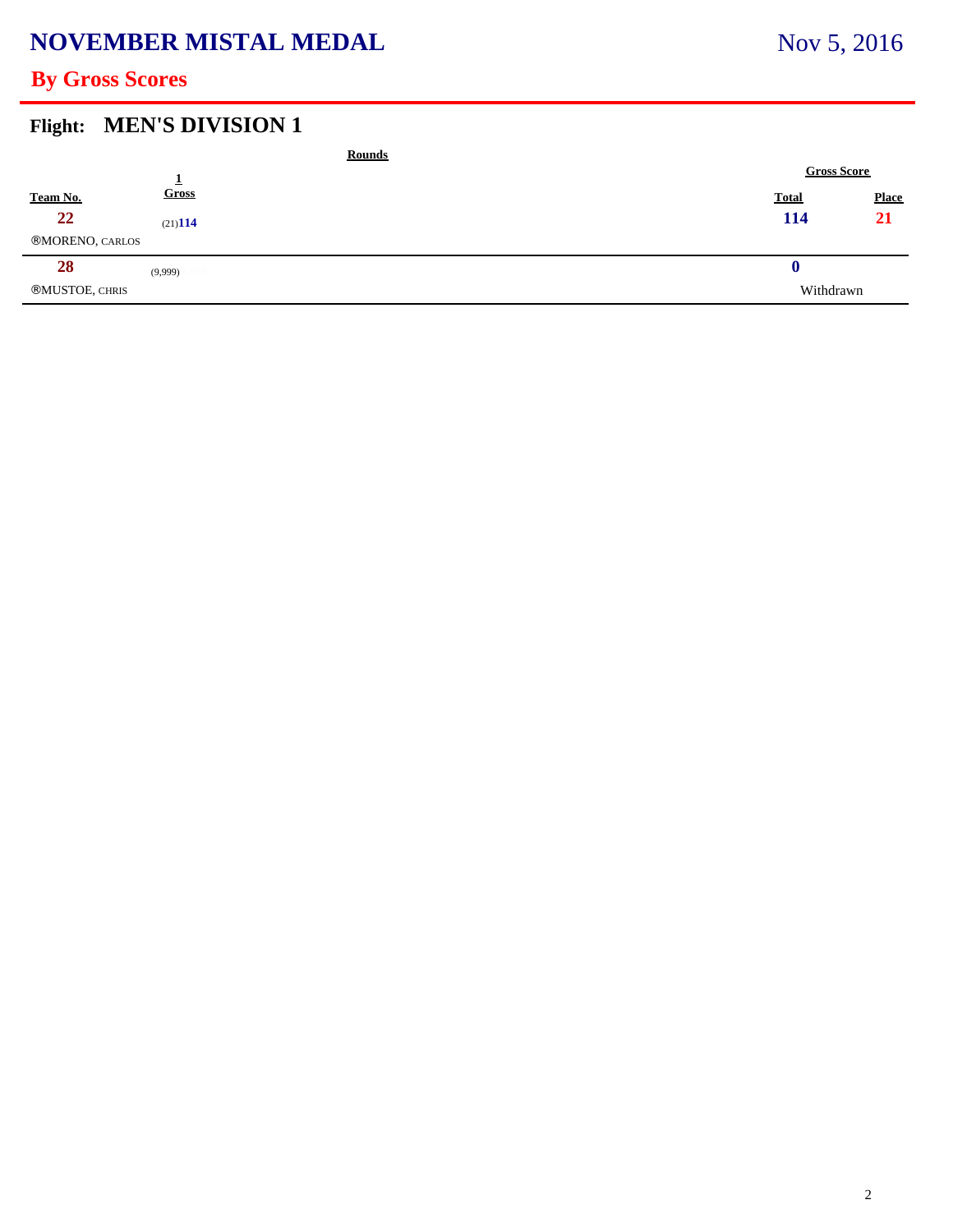# NOVEMBER MISTAL MEDAL

Nov 5, 2016

## By Gross Scores

### Flight: MEN'S DIVISION 1

| Team No. | Rounds 1 Gross | Gross Score Total | Place |
|---|---|---|---|
| 22 ®MORENO, CARLOS | (21)114 | 114 | 21 |
| 28 ®MUSTOE, CHRIS | (9,999) | 0 Withdrawn | |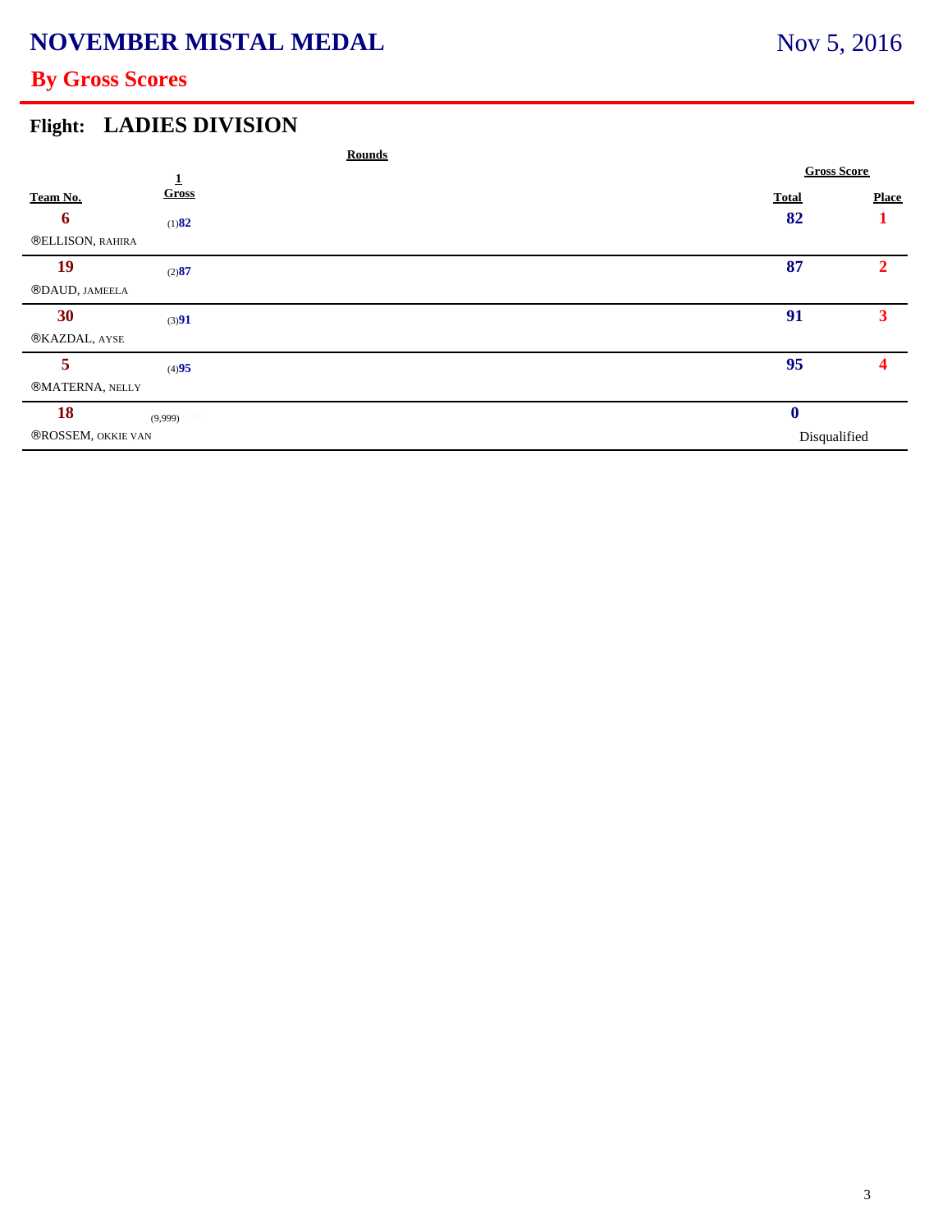# NOVEMBER MISTAL MEDAL

Nov 5, 2016

## By Gross Scores

### Flight: LADIES DIVISION

| Team No. | Rounds 1 Gross | Gross Score Total | Gross Score Place |
|---|---|---|---|
| 6 ®ELLISON, RAHIRA | (1)82 | 82 | 1 |
| 19 ®DAUD, JAMEELA | (2)87 | 87 | 2 |
| 30 ®KAZDAL, AYSE | (3)91 | 91 | 3 |
| 5 ®MATERNA, NELLY | (4)95 | 95 | 4 |
| 18 ®ROSSEM, OKKIE VAN | (9,999) | 0 | Disqualified |